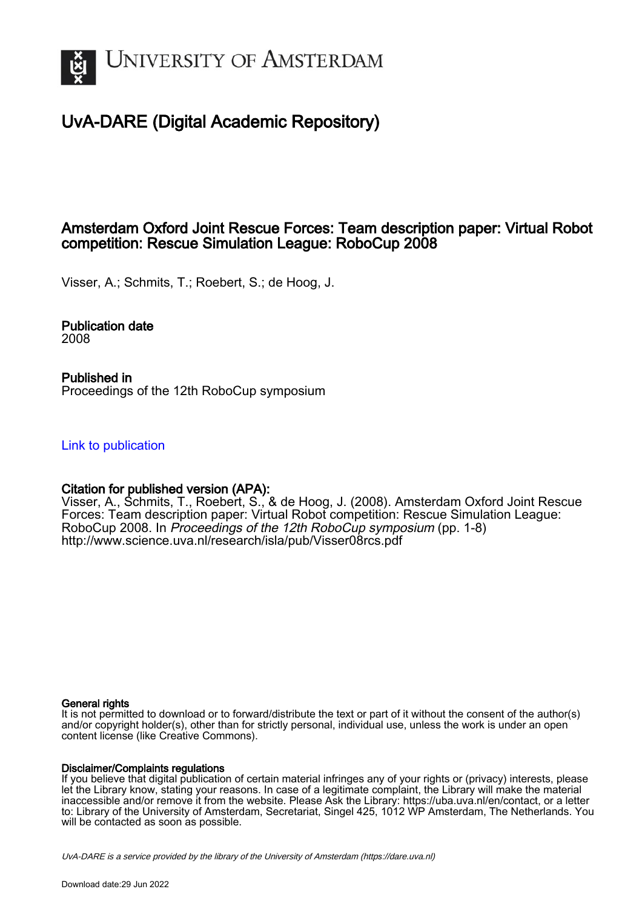# UvA-DARE (Digital Academic Repository)

## Amsterdam Oxford Joint Rescue Forces: Team description paper: Virtual Robot competition: Rescue Simulation League: RoboCup 2008

Visser, A.; Schmits, T.; Roebert, S.; de Hoog, J.

**Publication date**
2008

**Published in**
Proceedings of the 12th RoboCup symposium

Link to publication

**Citation for published version (APA):**
Visser, A., Schmits, T., Roebert, S., & de Hoog, J. (2008). Amsterdam Oxford Joint Rescue Forces: Team description paper: Virtual Robot competition: Rescue Simulation League: RoboCup 2008. In *Proceedings of the 12th RoboCup symposium* (pp. 1-8) http://www.science.uva.nl/research/isla/pub/Visser08rcs.pdf

**General rights**
It is not permitted to download or to forward/distribute the text or part of it without the consent of the author(s) and/or copyright holder(s), other than for strictly personal, individual use, unless the work is under an open content license (like Creative Commons).

**Disclaimer/Complaints regulations**
If you believe that digital publication of certain material infringes any of your rights or (privacy) interests, please let the Library know, stating your reasons. In case of a legitimate complaint, the Library will make the material inaccessible and/or remove it from the website. Please Ask the Library: https://uba.uva.nl/en/contact, or a letter to: Library of the University of Amsterdam, Secretariat, Singel 425, 1012 WP Amsterdam, The Netherlands. You will be contacted as soon as possible.

UvA-DARE is a service provided by the library of the University of Amsterdam (https://dare.uva.nl)

Download date:29 Jun 2022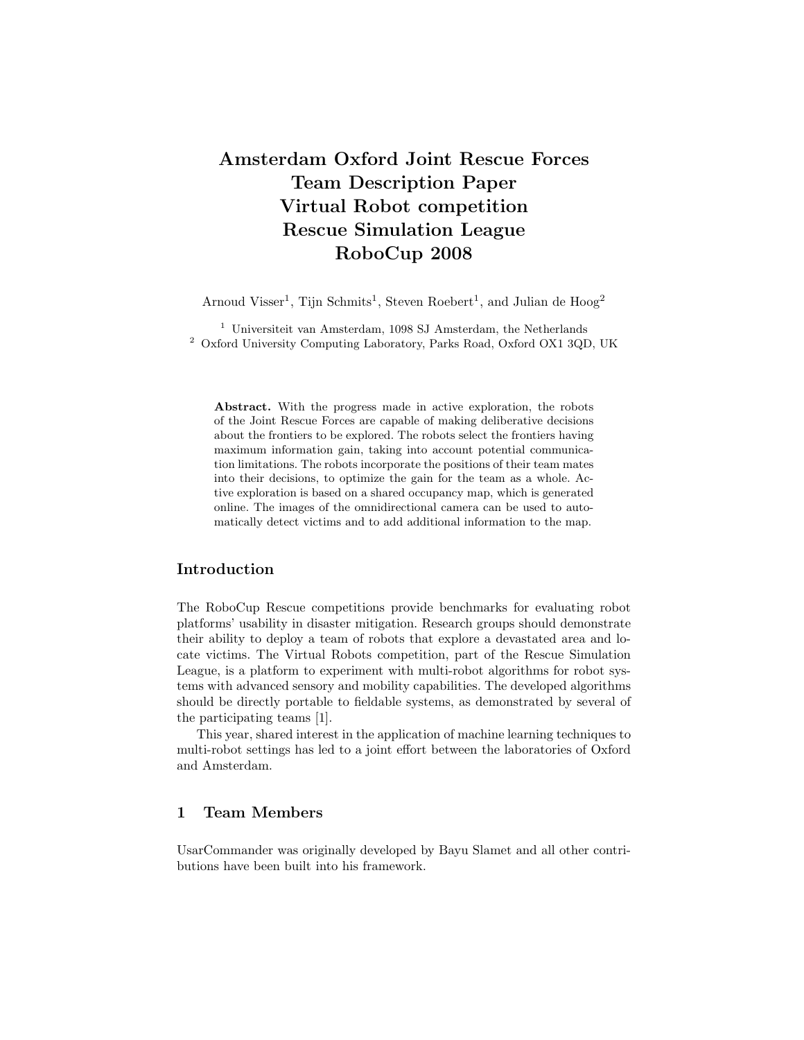# Amsterdam Oxford Joint Rescue Forces Team Description Paper Virtual Robot competition Rescue Simulation League RoboCup 2008

Arnoud Visser[1], Tijn Schmits[1], Steven Roebert[1], and Julian de Hoog[2]

[1] Universiteit van Amsterdam, 1098 SJ Amsterdam, the Netherlands
[2] Oxford University Computing Laboratory, Parks Road, Oxford OX1 3QD, UK

**Abstract.** With the progress made in active exploration, the robots of the Joint Rescue Forces are capable of making deliberative decisions about the frontiers to be explored. The robots select the frontiers having maximum information gain, taking into account potential communication limitations. The robots incorporate the positions of their team mates into their decisions, to optimize the gain for the team as a whole. Active exploration is based on a shared occupancy map, which is generated online. The images of the omnidirectional camera can be used to automatically detect victims and to add additional information to the map.

## Introduction

The RoboCup Rescue competitions provide benchmarks for evaluating robot platforms' usability in disaster mitigation. Research groups should demonstrate their ability to deploy a team of robots that explore a devastated area and locate victims. The Virtual Robots competition, part of the Rescue Simulation League, is a platform to experiment with multi-robot algorithms for robot systems with advanced sensory and mobility capabilities. The developed algorithms should be directly portable to fieldable systems, as demonstrated by several of the participating teams [1].

This year, shared interest in the application of machine learning techniques to multi-robot settings has led to a joint effort between the laboratories of Oxford and Amsterdam.

## 1 Team Members

UsarCommander was originally developed by Bayu Slamet and all other contributions have been built into his framework.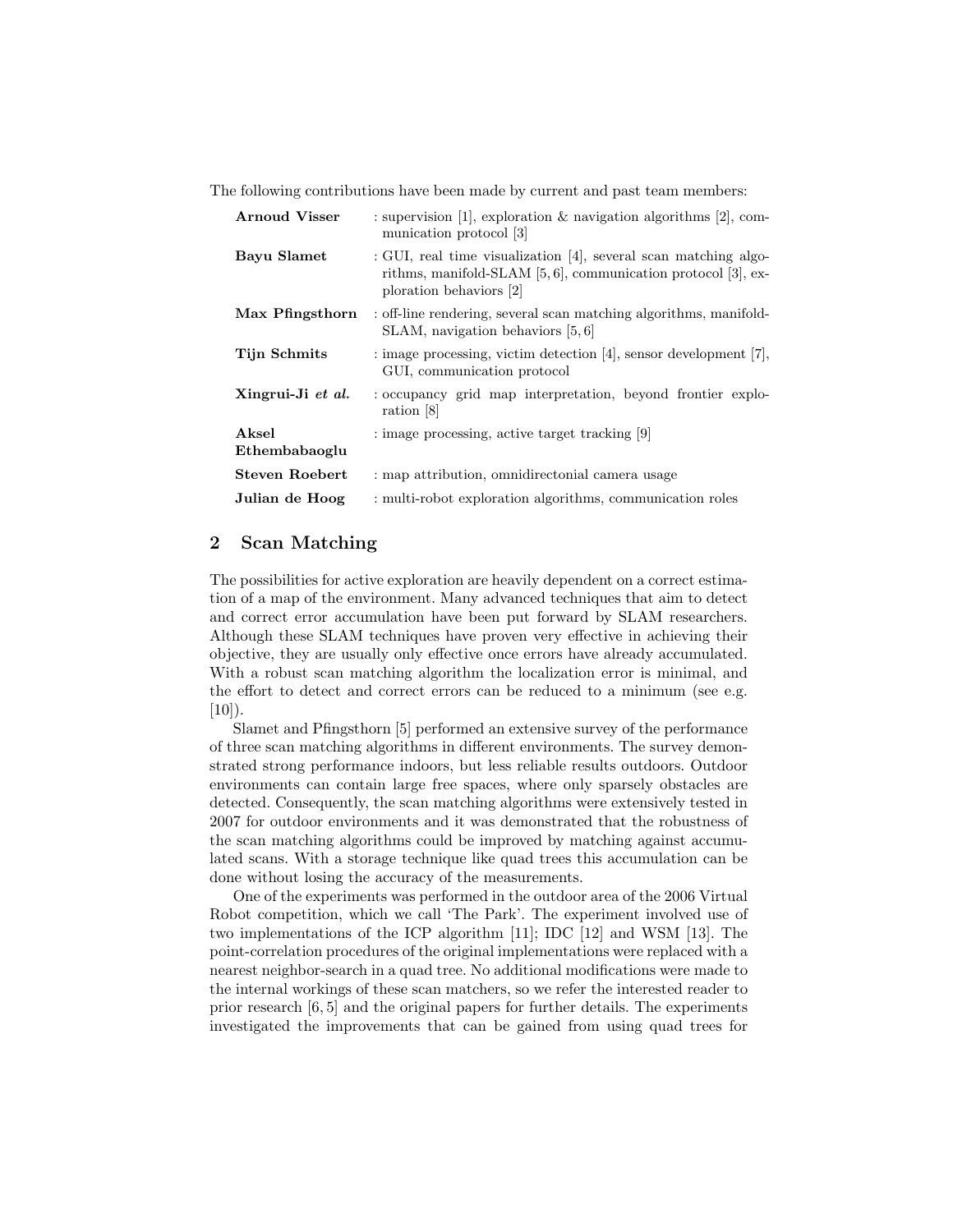The following contributions have been made by current and past team members:

| | |
|---|---|
| **Arnoud Visser** | : supervision [1], exploration & navigation algorithms [2], communication protocol [3] |
| **Bayu Slamet** | : GUI, real time visualization [4], several scan matching algorithms, manifold-SLAM [5, 6], communication protocol [3], exploration behaviors [2] |
| **Max Pfingsthorn** | : off-line rendering, several scan matching algorithms, manifold-SLAM, navigation behaviors [5, 6] |
| **Tijn Schmits** | : image processing, victim detection [4], sensor development [7], GUI, communication protocol |
| **Xingrui-Ji *et al.*** | : occupancy grid map interpretation, beyond frontier exploration [8] |
| **Aksel Ethembabaoglu** | : image processing, active target tracking [9] |
| **Steven Roebert** | : map attribution, omnidirectonial camera usage |
| **Julian de Hoog** | : multi-robot exploration algorithms, communication roles |

## 2 Scan Matching

The possibilities for active exploration are heavily dependent on a correct estimation of a map of the environment. Many advanced techniques that aim to detect and correct error accumulation have been put forward by SLAM researchers. Although these SLAM techniques have proven very effective in achieving their objective, they are usually only effective once errors have already accumulated. With a robust scan matching algorithm the localization error is minimal, and the effort to detect and correct errors can be reduced to a minimum (see e.g. [10]).

Slamet and Pfingsthorn [5] performed an extensive survey of the performance of three scan matching algorithms in different environments. The survey demonstrated strong performance indoors, but less reliable results outdoors. Outdoor environments can contain large free spaces, where only sparsely obstacles are detected. Consequently, the scan matching algorithms were extensively tested in 2007 for outdoor environments and it was demonstrated that the robustness of the scan matching algorithms could be improved by matching against accumulated scans. With a storage technique like quad trees this accumulation can be done without losing the accuracy of the measurements.

One of the experiments was performed in the outdoor area of the 2006 Virtual Robot competition, which we call 'The Park'. The experiment involved use of two implementations of the ICP algorithm [11]; IDC [12] and WSM [13]. The point-correlation procedures of the original implementations were replaced with a nearest neighbor-search in a quad tree. No additional modifications were made to the internal workings of these scan matchers, so we refer the interested reader to prior research [6, 5] and the original papers for further details. The experiments investigated the improvements that can be gained from using quad trees for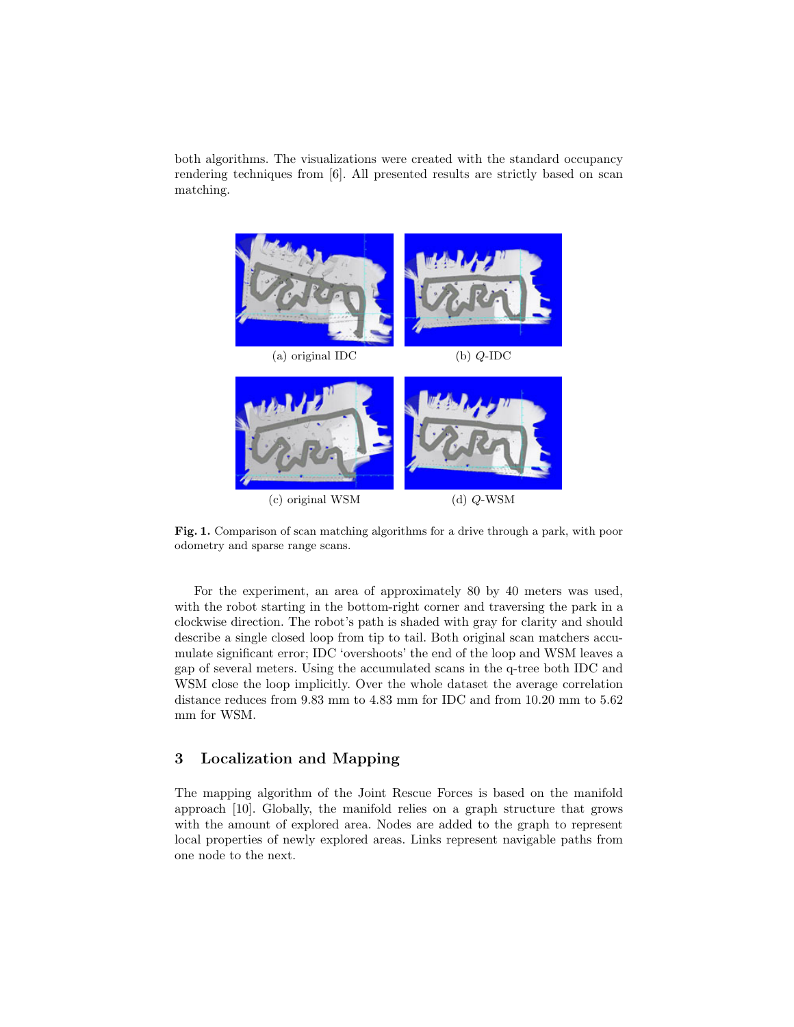both algorithms. The visualizations were created with the standard occupancy rendering techniques from [6]. All presented results are strictly based on scan matching.

(a) original IDC

(b) $Q$-IDC

(c) original WSM

(d) $Q$-WSM

**Fig. 1.** Comparison of scan matching algorithms for a drive through a park, with poor odometry and sparse range scans.

For the experiment, an area of approximately 80 by 40 meters was used, with the robot starting in the bottom-right corner and traversing the park in a clockwise direction. The robot's path is shaded with gray for clarity and should describe a single closed loop from tip to tail. Both original scan matchers accumulate significant error; IDC 'overshoots' the end of the loop and WSM leaves a gap of several meters. Using the accumulated scans in the q-tree both IDC and WSM close the loop implicitly. Over the whole dataset the average correlation distance reduces from 9.83 mm to 4.83 mm for IDC and from 10.20 mm to 5.62 mm for WSM.

## 3 Localization and Mapping

The mapping algorithm of the Joint Rescue Forces is based on the manifold approach [10]. Globally, the manifold relies on a graph structure that grows with the amount of explored area. Nodes are added to the graph to represent local properties of newly explored areas. Links represent navigable paths from one node to the next.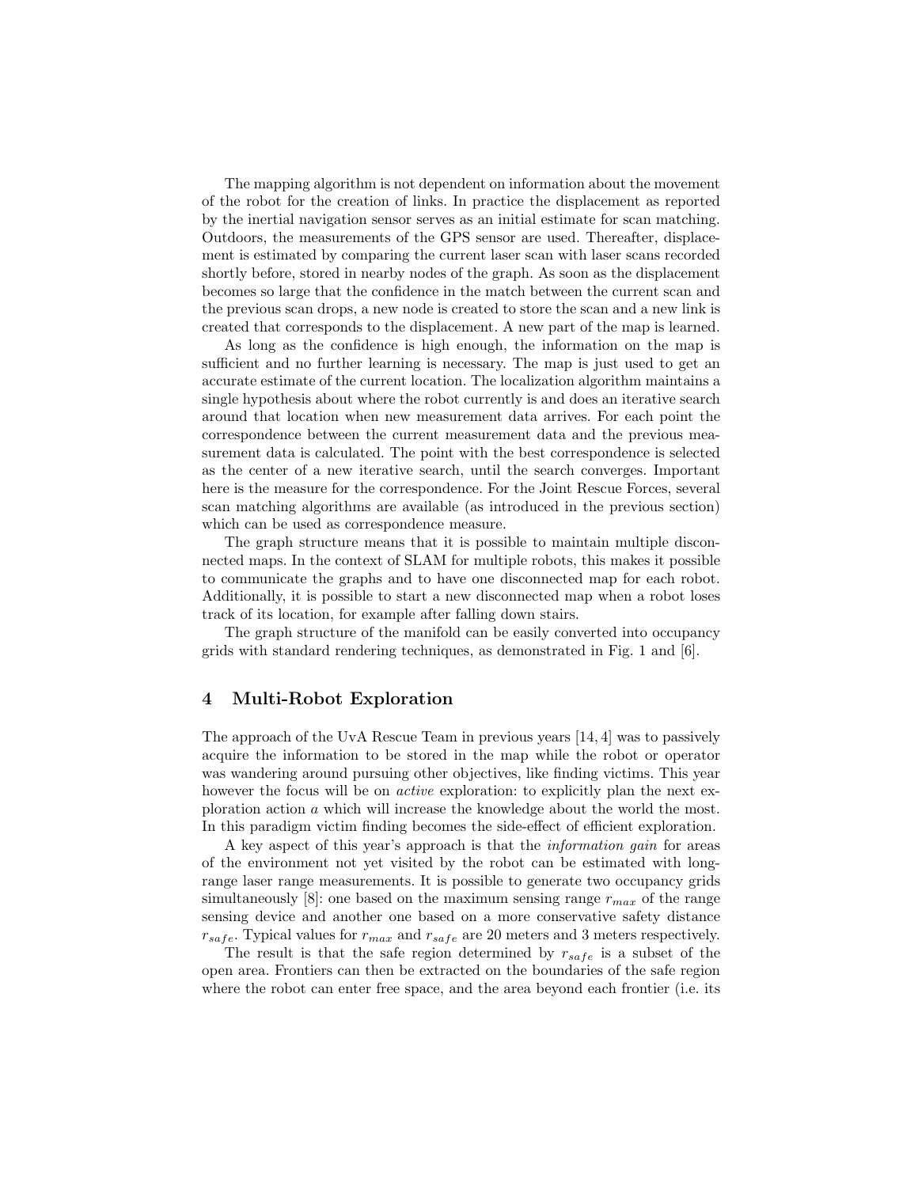The mapping algorithm is not dependent on information about the movement of the robot for the creation of links. In practice the displacement as reported by the inertial navigation sensor serves as an initial estimate for scan matching. Outdoors, the measurements of the GPS sensor are used. Thereafter, displacement is estimated by comparing the current laser scan with laser scans recorded shortly before, stored in nearby nodes of the graph. As soon as the displacement becomes so large that the confidence in the match between the current scan and the previous scan drops, a new node is created to store the scan and a new link is created that corresponds to the displacement. A new part of the map is learned.

As long as the confidence is high enough, the information on the map is sufficient and no further learning is necessary. The map is just used to get an accurate estimate of the current location. The localization algorithm maintains a single hypothesis about where the robot currently is and does an iterative search around that location when new measurement data arrives. For each point the correspondence between the current measurement data and the previous measurement data is calculated. The point with the best correspondence is selected as the center of a new iterative search, until the search converges. Important here is the measure for the correspondence. For the Joint Rescue Forces, several scan matching algorithms are available (as introduced in the previous section) which can be used as correspondence measure.

The graph structure means that it is possible to maintain multiple disconnected maps. In the context of SLAM for multiple robots, this makes it possible to communicate the graphs and to have one disconnected map for each robot. Additionally, it is possible to start a new disconnected map when a robot loses track of its location, for example after falling down stairs.

The graph structure of the manifold can be easily converted into occupancy grids with standard rendering techniques, as demonstrated in Fig. 1 and [6].

## 4 Multi-Robot Exploration

The approach of the UvA Rescue Team in previous years [14, 4] was to passively acquire the information to be stored in the map while the robot or operator was wandering around pursuing other objectives, like finding victims. This year however the focus will be on *active* exploration: to explicitly plan the next exploration action $a$ which will increase the knowledge about the world the most. In this paradigm victim finding becomes the side-effect of efficient exploration.

A key aspect of this year's approach is that the *information gain* for areas of the environment not yet visited by the robot can be estimated with long-range laser range measurements. It is possible to generate two occupancy grids simultaneously [8]: one based on the maximum sensing range $r_{max}$ of the range sensing device and another one based on a more conservative safety distance $r_{safe}$. Typical values for $r_{max}$ and $r_{safe}$ are 20 meters and 3 meters respectively.

The result is that the safe region determined by $r_{safe}$ is a subset of the open area. Frontiers can then be extracted on the boundaries of the safe region where the robot can enter free space, and the area beyond each frontier (i.e. its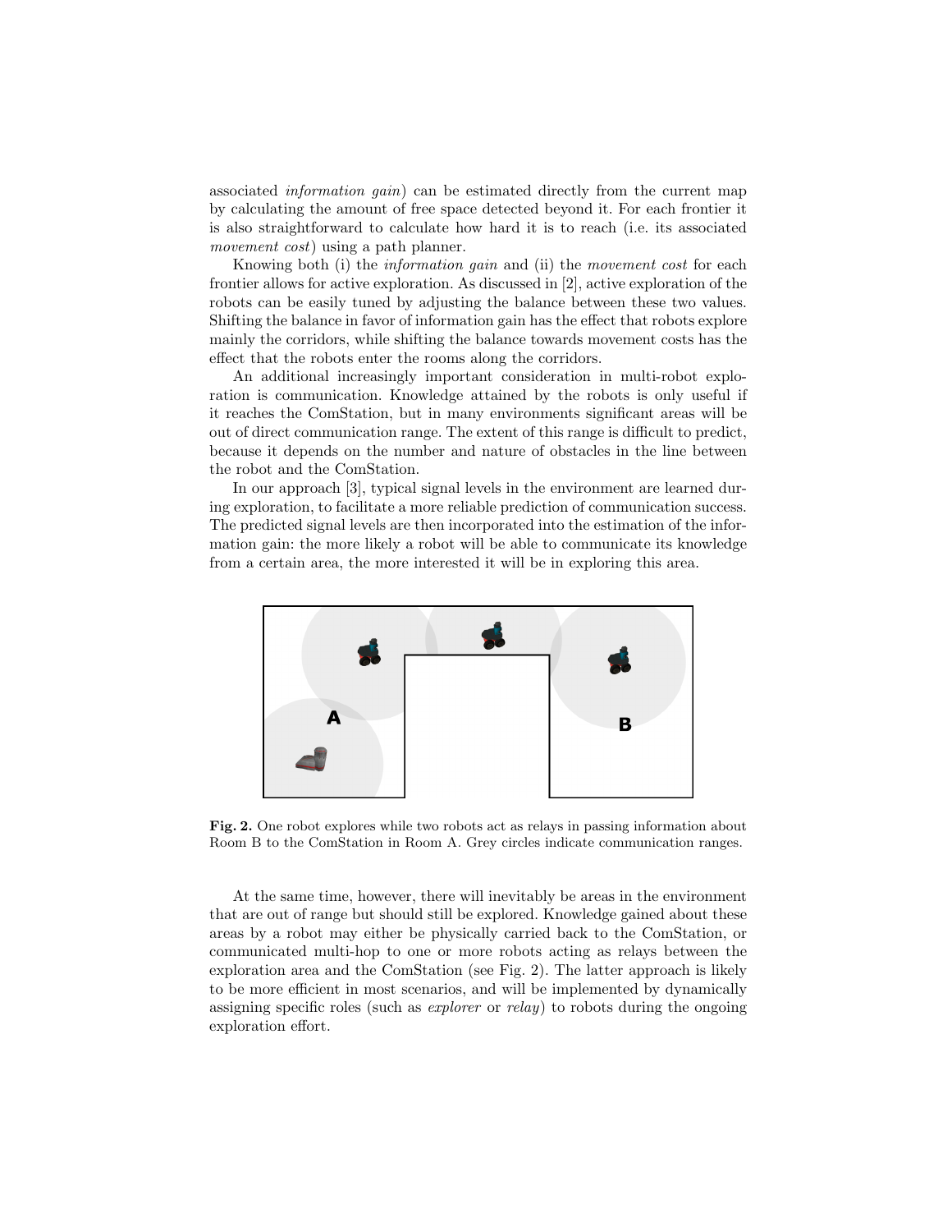associated *information gain*) can be estimated directly from the current map by calculating the amount of free space detected beyond it. For each frontier it is also straightforward to calculate how hard it is to reach (i.e. its associated *movement cost*) using a path planner.

Knowing both (i) the *information gain* and (ii) the *movement cost* for each frontier allows for active exploration. As discussed in [2], active exploration of the robots can be easily tuned by adjusting the balance between these two values. Shifting the balance in favor of information gain has the effect that robots explore mainly the corridors, while shifting the balance towards movement costs has the effect that the robots enter the rooms along the corridors.

An additional increasingly important consideration in multi-robot exploration is communication. Knowledge attained by the robots is only useful if it reaches the ComStation, but in many environments significant areas will be out of direct communication range. The extent of this range is difficult to predict, because it depends on the number and nature of obstacles in the line between the robot and the ComStation.

In our approach [3], typical signal levels in the environment are learned during exploration, to facilitate a more reliable prediction of communication success. The predicted signal levels are then incorporated into the estimation of the information gain: the more likely a robot will be able to communicate its knowledge from a certain area, the more interested it will be in exploring this area.

**Fig. 2.** One robot explores while two robots act as relays in passing information about Room B to the ComStation in Room A. Grey circles indicate communication ranges.

At the same time, however, there will inevitably be areas in the environment that are out of range but should still be explored. Knowledge gained about these areas by a robot may either be physically carried back to the ComStation, or communicated multi-hop to one or more robots acting as relays between the exploration area and the ComStation (see Fig. 2). The latter approach is likely to be more efficient in most scenarios, and will be implemented by dynamically assigning specific roles (such as *explorer* or *relay*) to robots during the ongoing exploration effort.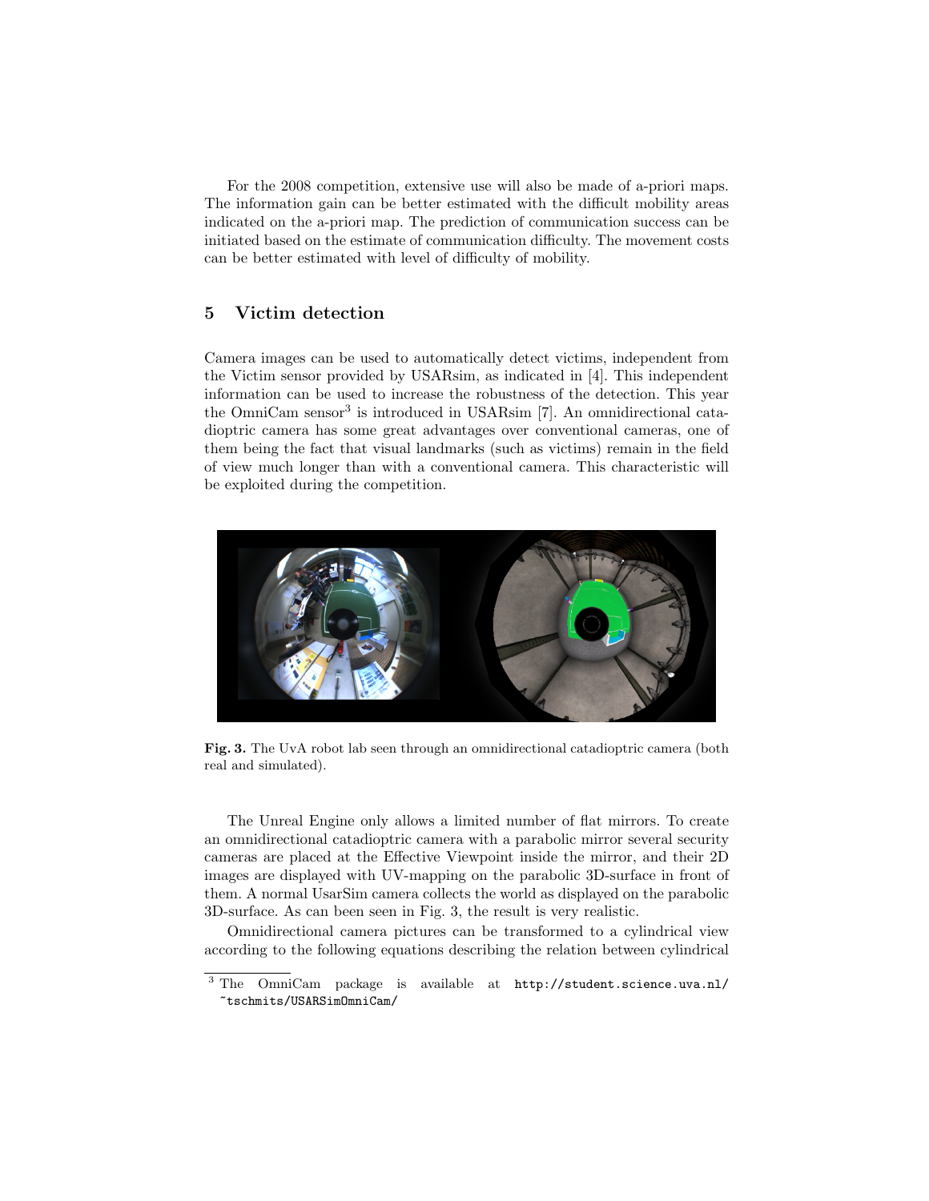For the 2008 competition, extensive use will also be made of a-priori maps. The information gain can be better estimated with the difficult mobility areas indicated on the a-priori map. The prediction of communication success can be initiated based on the estimate of communication difficulty. The movement costs can be better estimated with level of difficulty of mobility.

## 5 Victim detection

Camera images can be used to automatically detect victims, independent from the Victim sensor provided by USARsim, as indicated in [4]. This independent information can be used to increase the robustness of the detection. This year the OmniCam sensor[3] is introduced in USARsim [7]. An omnidirectional catadioptric camera has some great advantages over conventional cameras, one of them being the fact that visual landmarks (such as victims) remain in the field of view much longer than with a conventional camera. This characteristic will be exploited during the competition.

**Fig. 3.** The UvA robot lab seen through an omnidirectional catadioptric camera (both real and simulated).

The Unreal Engine only allows a limited number of flat mirrors. To create an omnidirectional catadioptric camera with a parabolic mirror several security cameras are placed at the Effective Viewpoint inside the mirror, and their 2D images are displayed with UV-mapping on the parabolic 3D-surface in front of them. A normal UsarSim camera collects the world as displayed on the parabolic 3D-surface. As can been seen in Fig. 3, the result is very realistic.

Omnidirectional camera pictures can be transformed to a cylindrical view according to the following equations describing the relation between cylindrical

[3] The OmniCam package is available at `http://student.science.uva.nl/~tschmits/USARSimOmniCam/`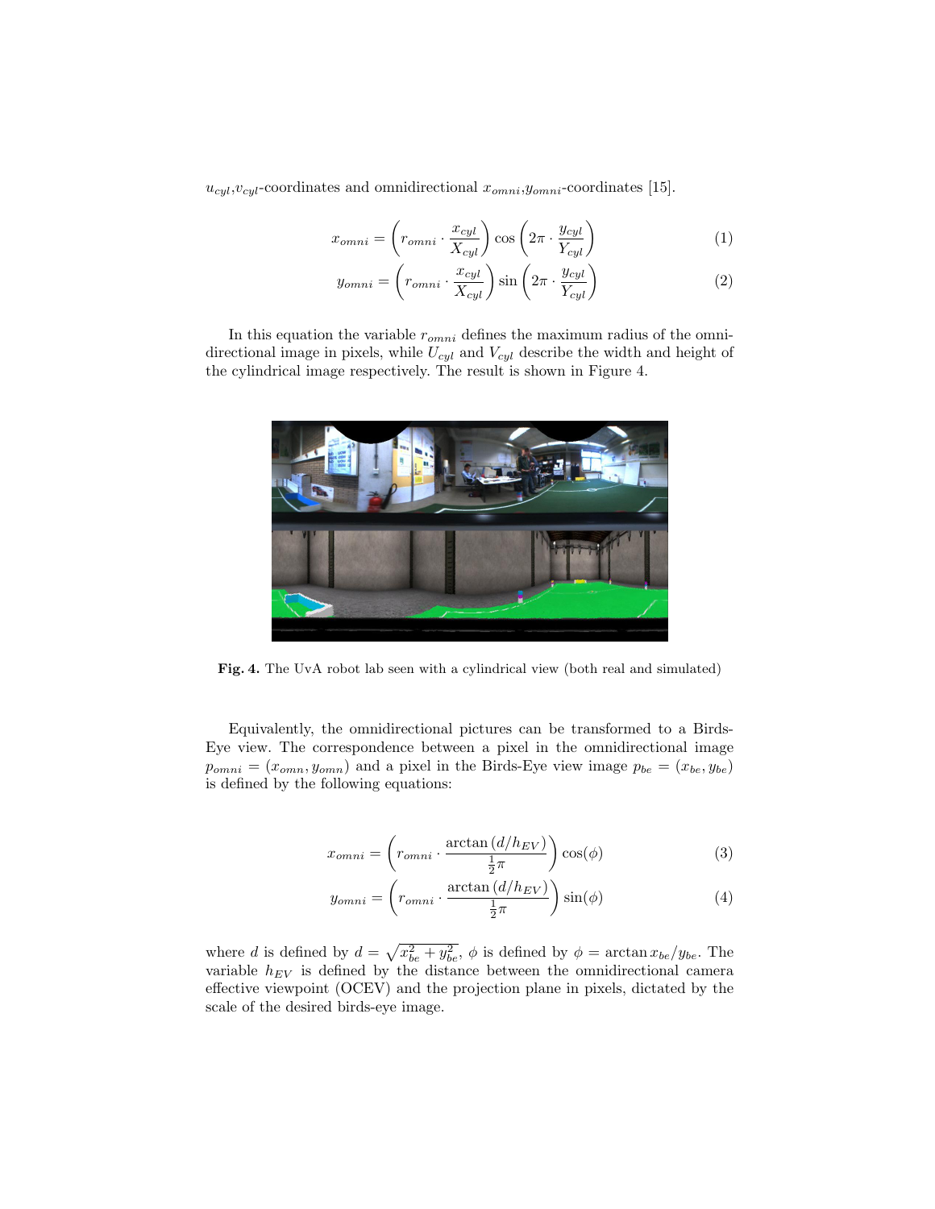$u_{cyl}$,$v_{cyl}$-coordinates and omnidirectional $x_{omni}$,$y_{omni}$-coordinates [15].

$$x_{omni} = \left( r_{omni} \cdot \frac{x_{cyl}}{X_{cyl}} \right) \cos \left( 2\pi \cdot \frac{y_{cyl}}{Y_{cyl}} \right) \tag{1}$$

$$y_{omni} = \left( r_{omni} \cdot \frac{x_{cyl}}{X_{cyl}} \right) \sin \left( 2\pi \cdot \frac{y_{cyl}}{Y_{cyl}} \right) \tag{2}$$

In this equation the variable $r_{omni}$ defines the maximum radius of the omnidirectional image in pixels, while $U_{cyl}$ and $V_{cyl}$ describe the width and height of the cylindrical image respectively. The result is shown in Figure 4.

**Fig. 4.** The UvA robot lab seen with a cylindrical view (both real and simulated)

Equivalently, the omnidirectional pictures can be transformed to a Birds-Eye view. The correspondence between a pixel in the omnidirectional image $p_{omni} = (x_{omn}, y_{omn})$ and a pixel in the Birds-Eye view image $p_{be} = (x_{be}, y_{be})$ is defined by the following equations:

$$x_{omni} = \left( r_{omni} \cdot \frac{\arctan\left(d/h_{EV}\right)}{\frac{1}{2}\pi} \right) \cos(\phi) \tag{3}$$

$$y_{omni} = \left( r_{omni} \cdot \frac{\arctan\left(d/h_{EV}\right)}{\frac{1}{2}\pi} \right) \sin(\phi) \tag{4}$$

where $d$ is defined by $d = \sqrt{x_{be}^2 + y_{be}^2}$, $\phi$ is defined by $\phi = \arctan x_{be}/y_{be}$. The variable $h_{EV}$ is defined by the distance between the omnidirectional camera effective viewpoint (OCEV) and the projection plane in pixels, dictated by the scale of the desired birds-eye image.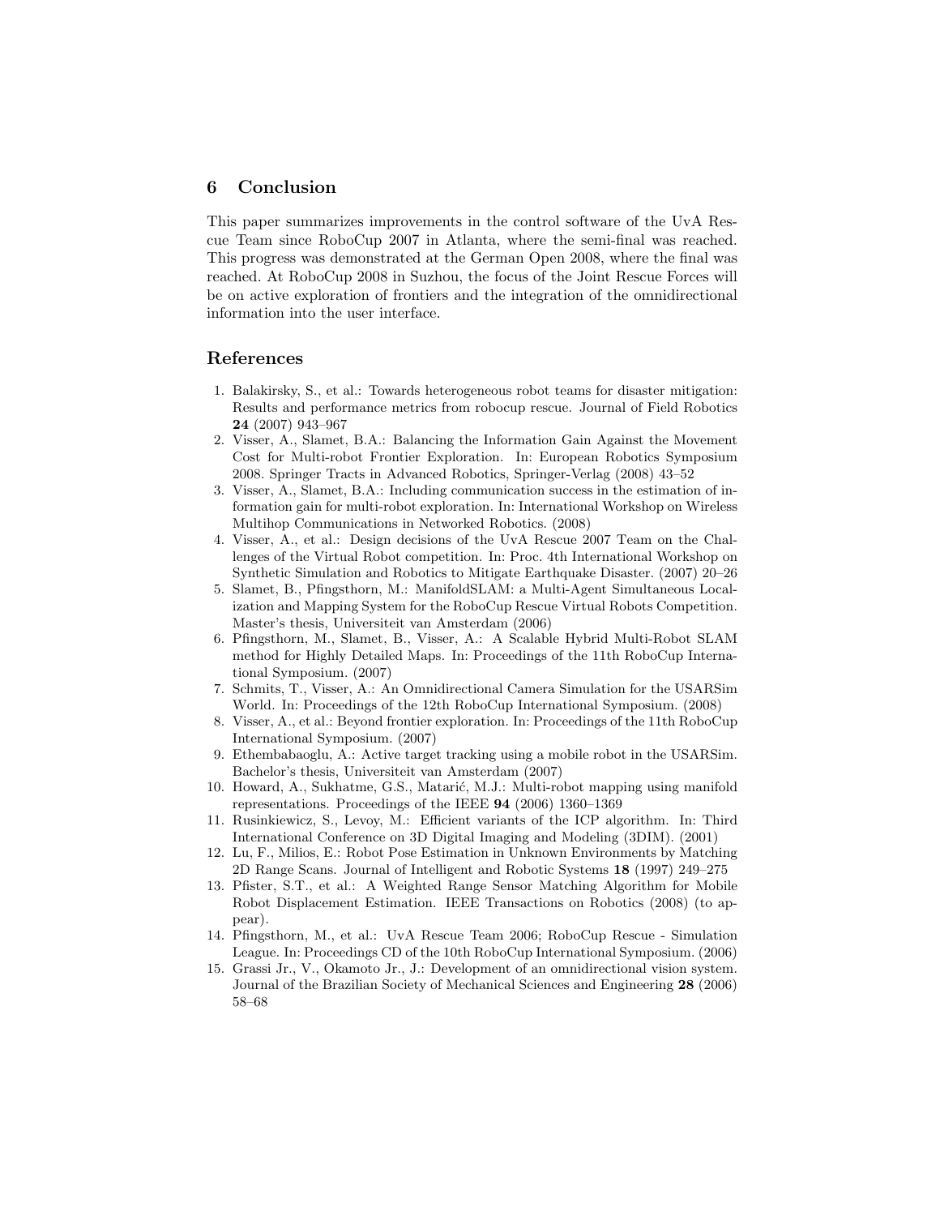## 6 Conclusion

This paper summarizes improvements in the control software of the UvA Rescue Team since RoboCup 2007 in Atlanta, where the semi-final was reached. This progress was demonstrated at the German Open 2008, where the final was reached. At RoboCup 2008 in Suzhou, the focus of the Joint Rescue Forces will be on active exploration of frontiers and the integration of the omnidirectional information into the user interface.

## References

1. Balakirsky, S., et al.: Towards heterogeneous robot teams for disaster mitigation: Results and performance metrics from robocup rescue. Journal of Field Robotics **24** (2007) 943–967
2. Visser, A., Slamet, B.A.: Balancing the Information Gain Against the Movement Cost for Multi-robot Frontier Exploration. In: European Robotics Symposium 2008. Springer Tracts in Advanced Robotics, Springer-Verlag (2008) 43–52
3. Visser, A., Slamet, B.A.: Including communication success in the estimation of information gain for multi-robot exploration. In: International Workshop on Wireless Multihop Communications in Networked Robotics. (2008)
4. Visser, A., et al.: Design decisions of the UvA Rescue 2007 Team on the Challenges of the Virtual Robot competition. In: Proc. 4th International Workshop on Synthetic Simulation and Robotics to Mitigate Earthquake Disaster. (2007) 20–26
5. Slamet, B., Pfingsthorn, M.: ManifoldSLAM: a Multi-Agent Simultaneous Localization and Mapping System for the RoboCup Rescue Virtual Robots Competition. Master's thesis, Universiteit van Amsterdam (2006)
6. Pfingsthorn, M., Slamet, B., Visser, A.: A Scalable Hybrid Multi-Robot SLAM method for Highly Detailed Maps. In: Proceedings of the 11th RoboCup International Symposium. (2007)
7. Schmits, T., Visser, A.: An Omnidirectional Camera Simulation for the USARSim World. In: Proceedings of the 12th RoboCup International Symposium. (2008)
8. Visser, A., et al.: Beyond frontier exploration. In: Proceedings of the 11th RoboCup International Symposium. (2007)
9. Ethembabaoglu, A.: Active target tracking using a mobile robot in the USARSim. Bachelor's thesis, Universiteit van Amsterdam (2007)
10. Howard, A., Sukhatme, G.S., Matarić, M.J.: Multi-robot mapping using manifold representations. Proceedings of the IEEE **94** (2006) 1360–1369
11. Rusinkiewicz, S., Levoy, M.: Efficient variants of the ICP algorithm. In: Third International Conference on 3D Digital Imaging and Modeling (3DIM). (2001)
12. Lu, F., Milios, E.: Robot Pose Estimation in Unknown Environments by Matching 2D Range Scans. Journal of Intelligent and Robotic Systems **18** (1997) 249–275
13. Pfister, S.T., et al.: A Weighted Range Sensor Matching Algorithm for Mobile Robot Displacement Estimation. IEEE Transactions on Robotics (2008) (to appear).
14. Pfingsthorn, M., et al.: UvA Rescue Team 2006; RoboCup Rescue - Simulation League. In: Proceedings CD of the 10th RoboCup International Symposium. (2006)
15. Grassi Jr., V., Okamoto Jr., J.: Development of an omnidirectional vision system. Journal of the Brazilian Society of Mechanical Sciences and Engineering **28** (2006) 58–68